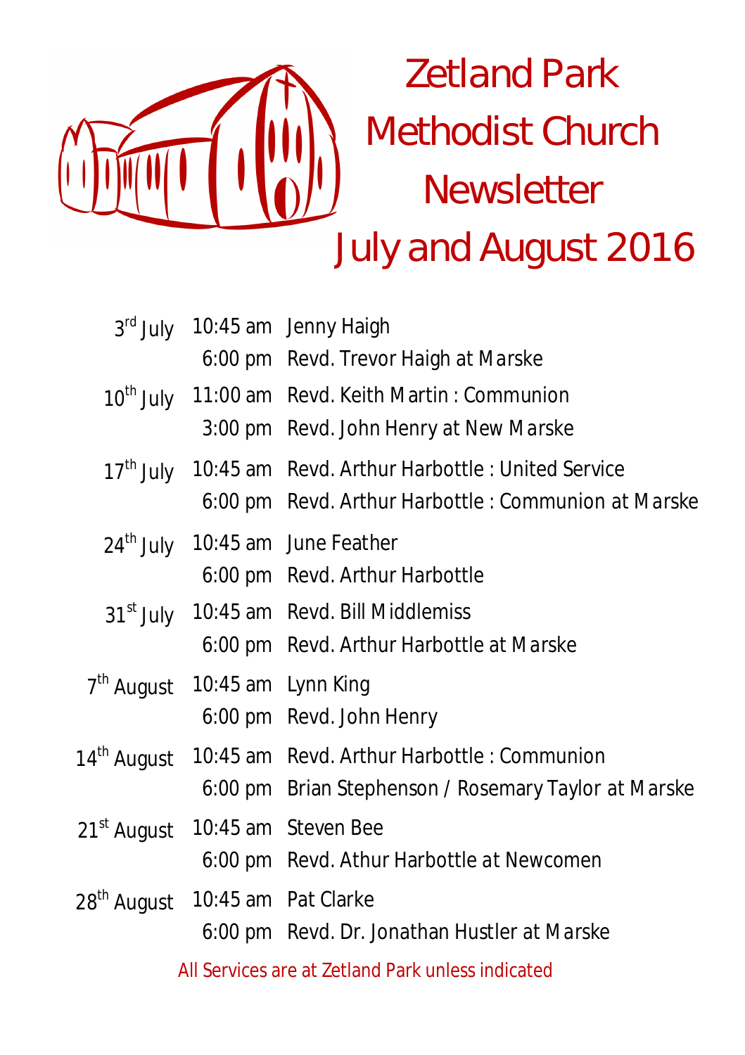# Zetland Park Methodist Church Newsletter

## July and August 2016

| | | |
|---|---|---|
| 3rd July | 10:45 am | Jenny Haigh |
| | 6:00 pm | Revd. Trevor Haigh at Marske |
| 10th July | 11:00 am | Revd. Keith Martin : Communion |
| | 3:00 pm | Revd. John Henry at New Marske |
| 17th July | 10:45 am | Revd. Arthur Harbottle : United Service |
| | 6:00 pm | Revd. Arthur Harbottle : Communion at Marske |
| 24th July | 10:45 am | June Feather |
| | 6:00 pm | Revd. Arthur Harbottle |
| 31st July | 10:45 am | Revd. Bill Middlemiss |
| | 6:00 pm | Revd. Arthur Harbottle at Marske |
| 7th August | 10:45 am | Lynn King |
| | 6:00 pm | Revd. John Henry |
| 14th August | 10:45 am | Revd. Arthur Harbottle : Communion |
| | 6:00 pm | Brian Stephenson / Rosemary Taylor at Marske |
| 21st August | 10:45 am | Steven Bee |
| | 6:00 pm | Revd. Athur Harbottle at Newcomen |
| 28th August | 10:45 am | Pat Clarke |
| | 6:00 pm | Revd. Dr. Jonathan Hustler at Marske |

All Services are at Zetland Park unless indicated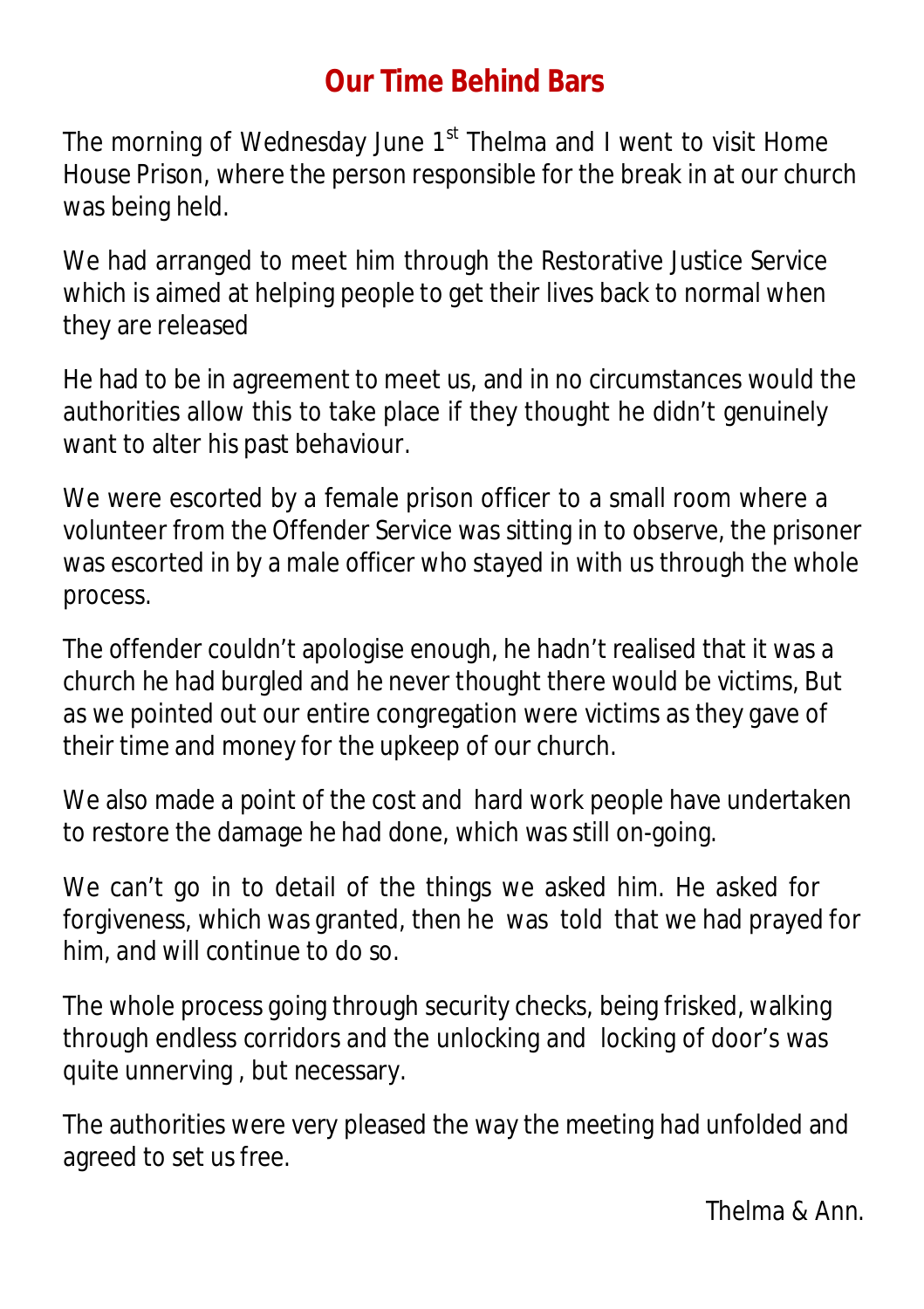# Our Time Behind Bars

The morning of Wednesday June 1st Thelma and I went to visit Home House Prison, where the person responsible for the break in at our church was being held.

We had arranged to meet him through the Restorative Justice Service which is aimed at helping people to get their lives back to normal when they are released

He had to be in agreement to meet us, and in no circumstances would the authorities allow this to take place if they thought he didn't genuinely want to alter his past behaviour.

We were escorted by a female prison officer to a small room where a volunteer from the Offender Service was sitting in to observe, the prisoner was escorted in by a male officer who stayed in with us through the whole process.

The offender couldn't apologise enough, he hadn't realised that it was a church he had burgled and he never thought there would be victims, But as we pointed out our entire congregation were victims as they gave of their time and money for the upkeep of our church.

We also made a point of the cost and hard work people have undertaken to restore the damage he had done, which was still on-going.

We can't go in to detail of the things we asked him. He asked for forgiveness, which was granted, then he was told that we had prayed for him, and will continue to do so.

The whole process going through security checks, being frisked, walking through endless corridors and the unlocking and locking of door's was quite unnerving , but necessary.

The authorities were very pleased the way the meeting had unfolded and agreed to set us free.

Thelma & Ann.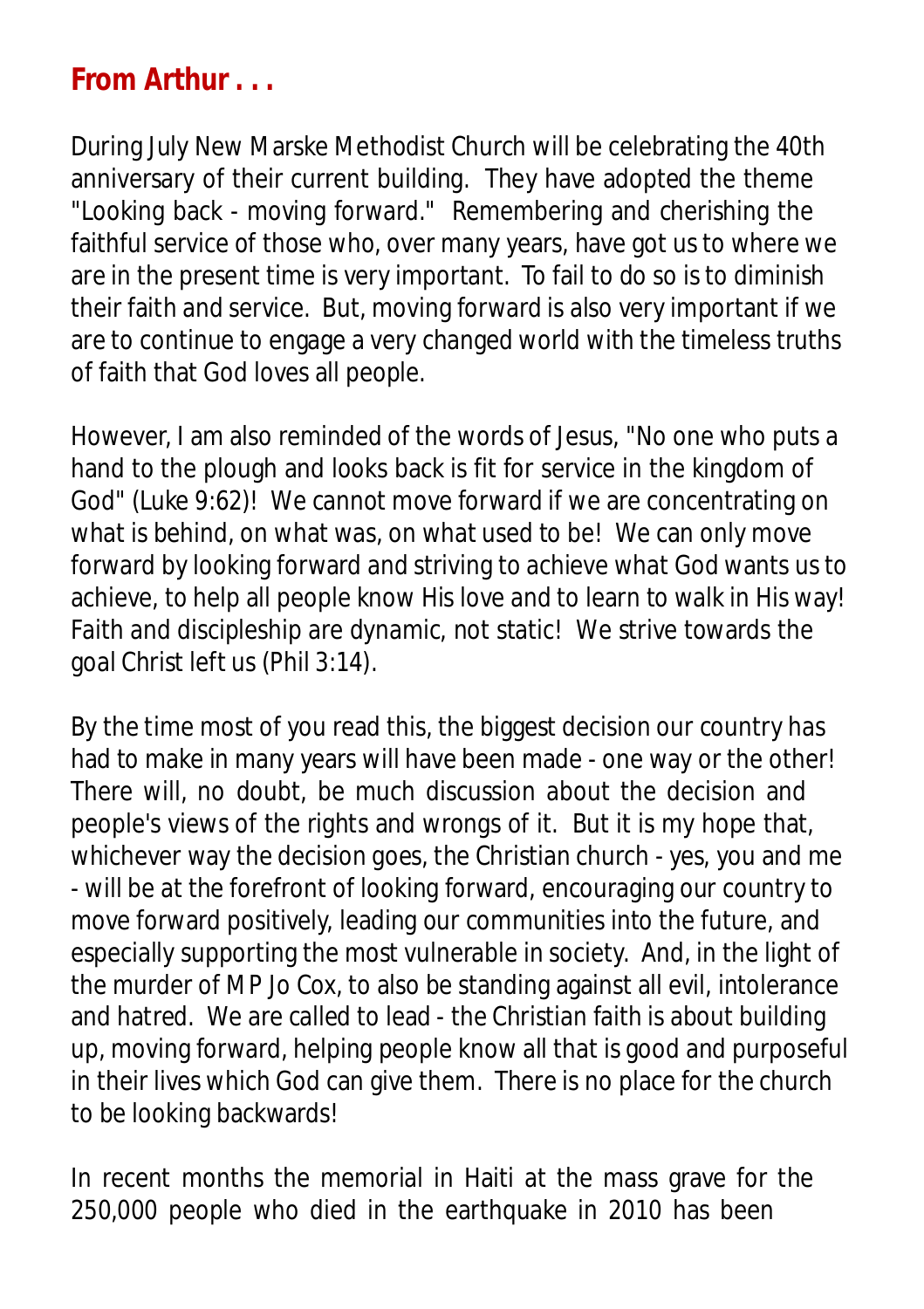## From Arthur . . .

During July New Marske Methodist Church will be celebrating the 40th anniversary of their current building. They have adopted the theme "Looking back - moving forward." Remembering and cherishing the faithful service of those who, over many years, have got us to where we are in the present time is very important. To fail to do so is to diminish their faith and service. But, moving forward is also very important if we are to continue to engage a very changed world with the timeless truths of faith that God loves all people.

However, I am also reminded of the words of Jesus, "No one who puts a hand to the plough and looks back is fit for service in the kingdom of God" (Luke 9:62)! We cannot move forward if we are concentrating on what is behind, on what was, on what used to be! We can only move forward by looking forward and striving to achieve what God wants us to achieve, to help all people know His love and to learn to walk in His way! Faith and discipleship are dynamic, not static! We strive towards the goal Christ left us (Phil 3:14).

By the time most of you read this, the biggest decision our country has had to make in many years will have been made - one way or the other! There will, no doubt, be much discussion about the decision and people's views of the rights and wrongs of it. But it is my hope that, whichever way the decision goes, the Christian church - yes, you and me - will be at the forefront of looking forward, encouraging our country to move forward positively, leading our communities into the future, and especially supporting the most vulnerable in society. And, in the light of the murder of MP Jo Cox, to also be standing against all evil, intolerance and hatred. We are called to lead - the Christian faith is about building up, moving forward, helping people know all that is good and purposeful in their lives which God can give them. There is no place for the church to be looking backwards!

In recent months the memorial in Haiti at the mass grave for the 250,000 people who died in the earthquake in 2010 has been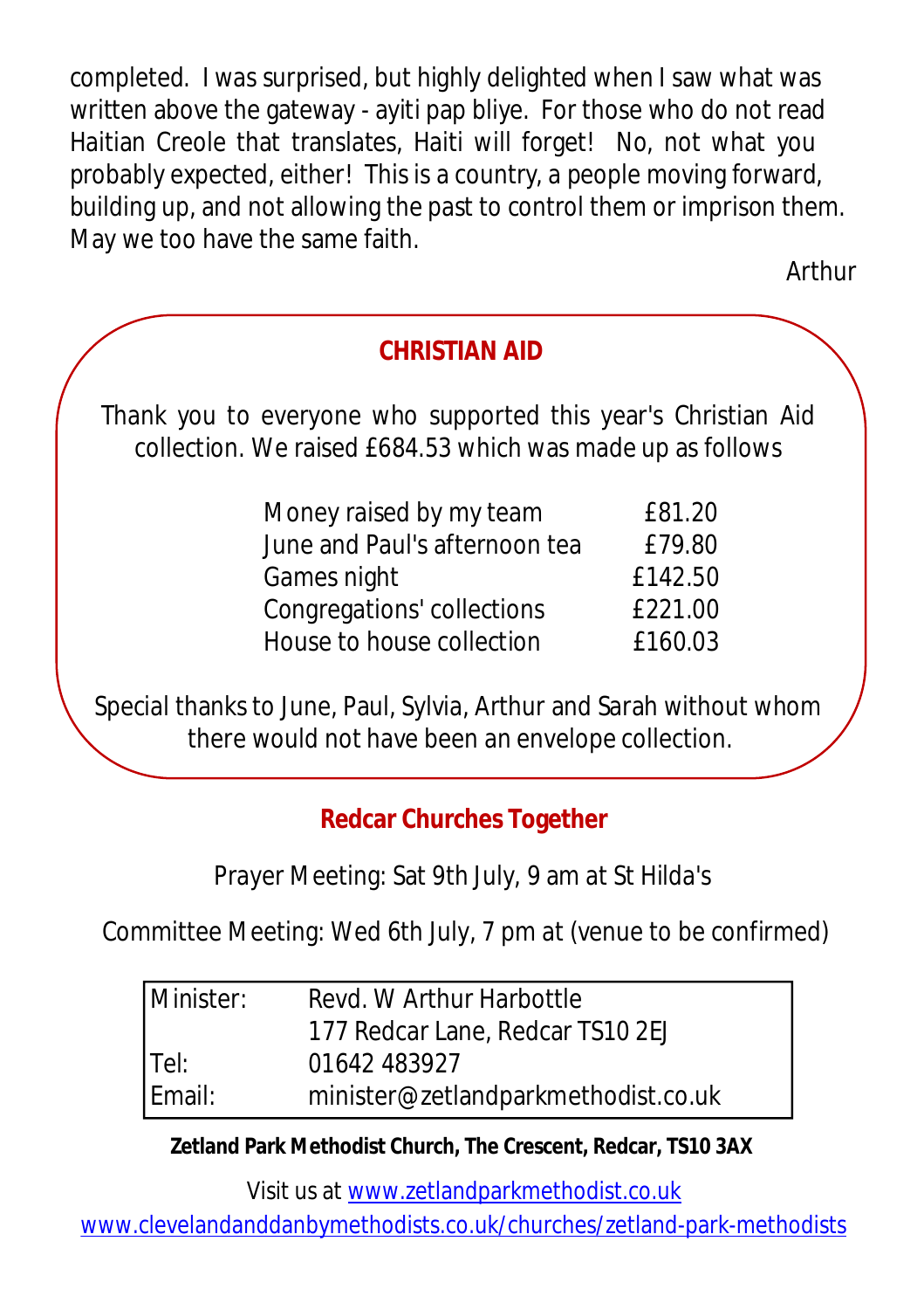completed. I was surprised, but highly delighted when I saw what was written above the gateway - ayiti pap bliye. For those who do not read Haitian Creole that translates, Haiti will forget! No, not what you probably expected, either! This is a country, a people moving forward, building up, and not allowing the past to control them or imprison them. May we too have the same faith.

Arthur

## CHRISTIAN AID

Thank you to everyone who supported this year's Christian Aid collection. We raised £684.53 which was made up as follows

| | |
|---|---|
| Money raised by my team | £81.20 |
| June and Paul's afternoon tea | £79.80 |
| Games night | £142.50 |
| Congregations' collections | £221.00 |
| House to house collection | £160.03 |

Special thanks to June, Paul, Sylvia, Arthur and Sarah without whom there would not have been an envelope collection.

## Redcar Churches Together

Prayer Meeting: Sat 9th July, 9 am at St Hilda's

Committee Meeting: Wed 6th July, 7 pm at (venue to be confirmed)

| | |
|---|---|
| Minister: | Revd. W Arthur Harbottle |
| | 177 Redcar Lane, Redcar TS10 2EJ |
| Tel: | 01642 483927 |
| Email: | minister@zetlandparkmethodist.co.uk |

**Zetland Park Methodist Church, The Crescent, Redcar, TS10 3AX**

Visit us at www.zetlandparkmethodist.co.uk
www.clevelandanddanbymethodists.co.uk/churches/zetland-park-methodists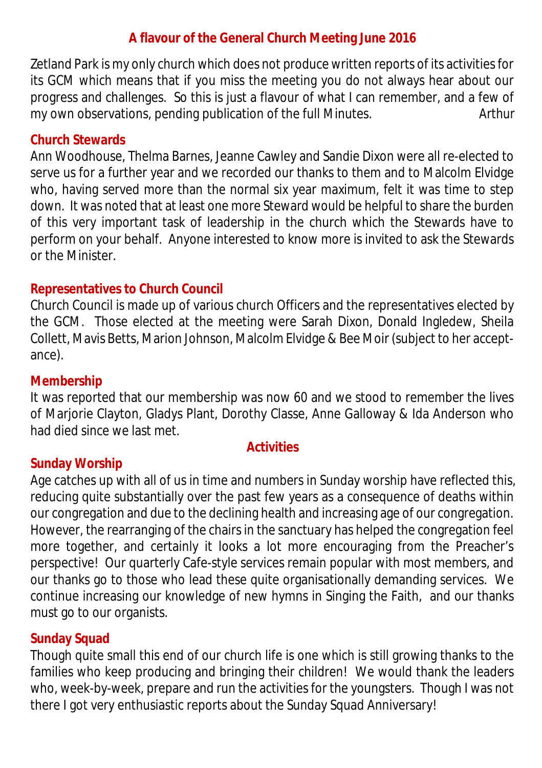## A flavour of the General Church Meeting June 2016

Zetland Park is my only church which does not produce written reports of its activities for its GCM which means that if you miss the meeting you do not always hear about our progress and challenges. So this is just a flavour of what I can remember, and a few of my own observations, pending publication of the full Minutes. Arthur

### Church Stewards

Ann Woodhouse, Thelma Barnes, Jeanne Cawley and Sandie Dixon were all re-elected to serve us for a further year and we recorded our thanks to them and to Malcolm Elvidge who, having served more than the normal six year maximum, felt it was time to step down. It was noted that at least one more Steward would be helpful to share the burden of this very important task of leadership in the church which the Stewards have to perform on your behalf. Anyone interested to know more is invited to ask the Stewards or the Minister.

### Representatives to Church Council

Church Council is made up of various church Officers and the representatives elected by the GCM. Those elected at the meeting were Sarah Dixon, Donald Ingledew, Sheila Collett, Mavis Betts, Marion Johnson, Malcolm Elvidge & Bee Moir (subject to her acceptance).

### Membership

It was reported that our membership was now 60 and we stood to remember the lives of Marjorie Clayton, Gladys Plant, Dorothy Classe, Anne Galloway & Ida Anderson who had died since we last met.

## Activities

### Sunday Worship

Age catches up with all of us in time and numbers in Sunday worship have reflected this, reducing quite substantially over the past few years as a consequence of deaths within our congregation and due to the declining health and increasing age of our congregation. However, the rearranging of the chairs in the sanctuary has helped the congregation feel more together, and certainly it looks a lot more encouraging from the Preacher's perspective! Our quarterly Cafe-style services remain popular with most members, and our thanks go to those who lead these quite organisationally demanding services. We continue increasing our knowledge of new hymns in Singing the Faith, and our thanks must go to our organists.

### Sunday Squad

Though quite small this end of our church life is one which is still growing thanks to the families who keep producing and bringing their children! We would thank the leaders who, week-by-week, prepare and run the activities for the youngsters. Though I was not there I got very enthusiastic reports about the Sunday Squad Anniversary!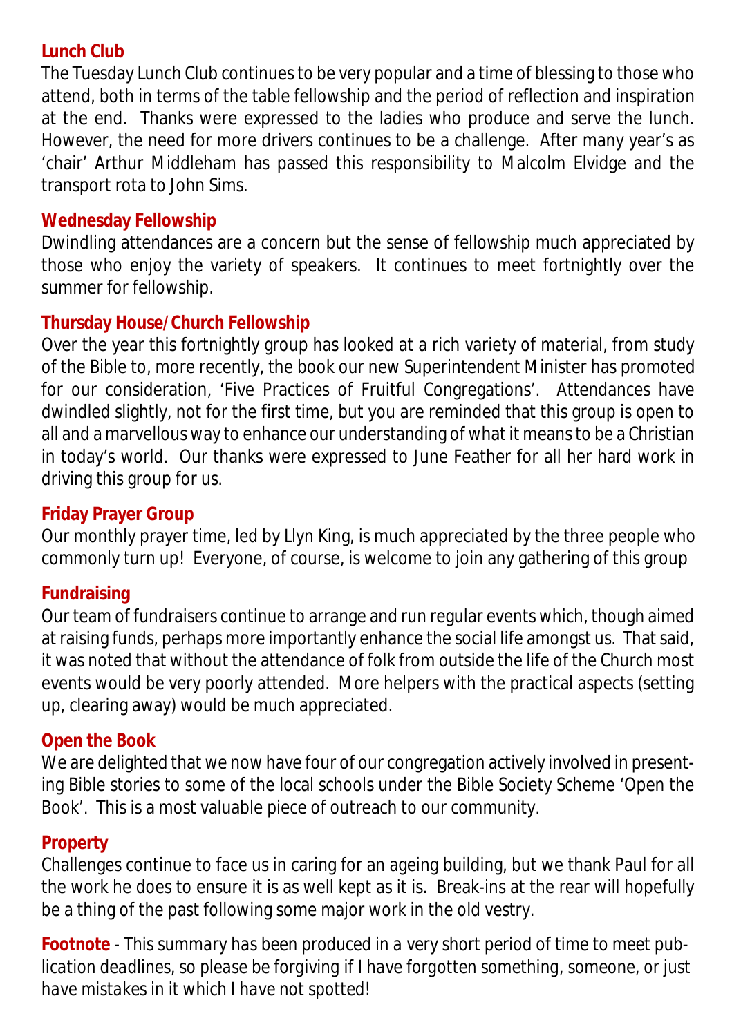**Lunch Club**

The Tuesday Lunch Club continues to be very popular and a time of blessing to those who attend, both in terms of the table fellowship and the period of reflection and inspiration at the end. Thanks were expressed to the ladies who produce and serve the lunch. However, the need for more drivers continues to be a challenge. After many year's as 'chair' Arthur Middleham has passed this responsibility to Malcolm Elvidge and the transport rota to John Sims.

**Wednesday Fellowship**

Dwindling attendances are a concern but the sense of fellowship much appreciated by those who enjoy the variety of speakers. It continues to meet fortnightly over the summer for fellowship.

**Thursday House/Church Fellowship**

Over the year this fortnightly group has looked at a rich variety of material, from study of the Bible to, more recently, the book our new Superintendent Minister has promoted for our consideration, 'Five Practices of Fruitful Congregations'. Attendances have dwindled slightly, not for the first time, but you are reminded that this group is open to all and a marvellous way to enhance our understanding of what it means to be a Christian in today's world. Our thanks were expressed to June Feather for all her hard work in driving this group for us.

**Friday Prayer Group**

Our monthly prayer time, led by Llyn King, is much appreciated by the three people who commonly turn up! Everyone, of course, is welcome to join any gathering of this group

**Fundraising**

Our team of fundraisers continue to arrange and run regular events which, though aimed at raising funds, perhaps more importantly enhance the social life amongst us. That said, it was noted that without the attendance of folk from outside the life of the Church most events would be very poorly attended. More helpers with the practical aspects (setting up, clearing away) would be much appreciated.

**Open the Book**

We are delighted that we now have four of our congregation actively involved in presenting Bible stories to some of the local schools under the Bible Society Scheme 'Open the Book'. This is a most valuable piece of outreach to our community.

**Property**

Challenges continue to face us in caring for an ageing building, but we thank Paul for all the work he does to ensure it is as well kept as it is. Break-ins at the rear will hopefully be a thing of the past following some major work in the old vestry.

**Footnote** - *This summary has been produced in a very short period of time to meet publication deadlines, so please be forgiving if I have forgotten something, someone, or just have mistakes in it which I have not spotted!*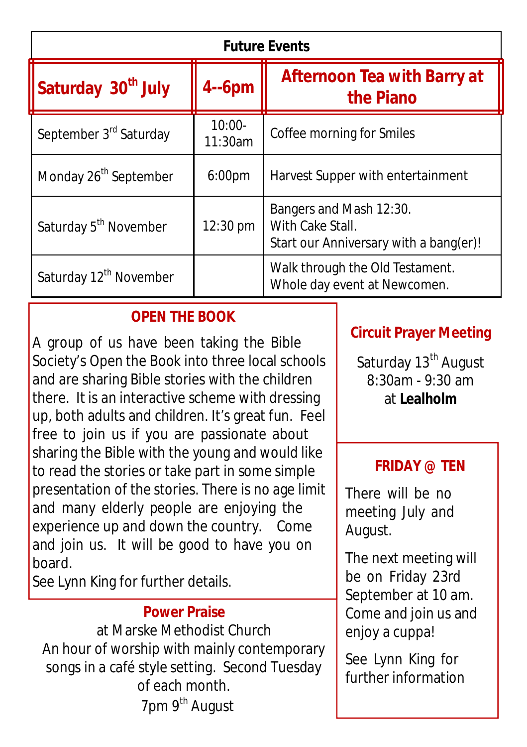| Future Events | | |
|---|---|---|
| **Saturday 30th July** | **4--6pm** | **Afternoon Tea with Barry at the Piano** |
| September 3rd Saturday | 10:00-11:30am | Coffee morning for Smiles |
| Monday 26th September | 6:00pm | Harvest Supper with entertainment |
| Saturday 5th November | 12:30 pm | Bangers and Mash 12:30.<br>With Cake Stall.<br>Start our Anniversary with a bang(er)! |
| Saturday 12th November | | Walk through the Old Testament.<br>Whole day event at Newcomen. |

## OPEN THE BOOK

A group of us have been taking the Bible Society's Open the Book into three local schools and are sharing Bible stories with the children there. It is an interactive scheme with dressing up, both adults and children. It's great fun. Feel free to join us if you are passionate about sharing the Bible with the young and would like to read the stories or take part in some simple presentation of the stories. There is no age limit and many elderly people are enjoying the experience up and down the country. Come and join us. It will be good to have you on board.

See Lynn King for further details.

## Power Praise

at Marske Methodist Church

An hour of worship with mainly contemporary songs in a café style setting. Second Tuesday of each month.

7pm 9th August

## Circuit Prayer Meeting

Saturday 13th August

8:30am - 9:30 am

at **Lealholm**

## FRIDAY @ TEN

There will be no meeting July and August.

The next meeting will be on Friday 23rd September at 10 am. Come and join us and enjoy a cuppa!

See Lynn King for further information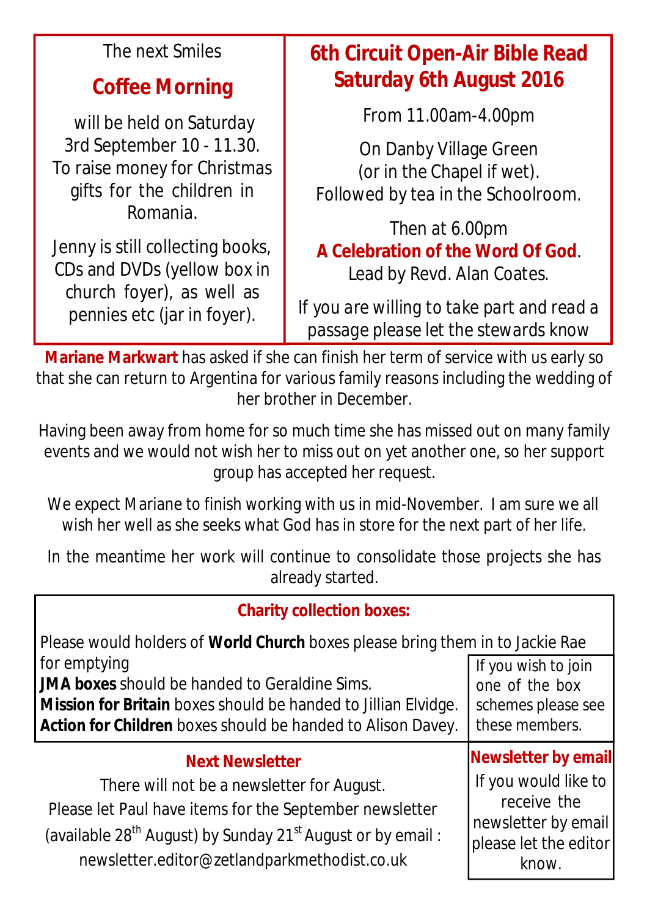The next Smiles

## Coffee Morning

will be held on Saturday 3rd September 10 - 11.30. To raise money for Christmas gifts for the children in Romania.

Jenny is still collecting books, CDs and DVDs (yellow box in church foyer), as well as pennies etc (jar in foyer).

## 6th Circuit Open-Air Bible Read Saturday 6th August 2016

From 11.00am-4.00pm

On Danby Village Green (or in the Chapel if wet). Followed by tea in the Schoolroom.

Then at 6.00pm
**A Celebration of the Word Of God**.
Lead by Revd. Alan Coates.

If you are willing to take part and read a passage please let the stewards know

**Mariane Markwart** has asked if she can finish her term of service with us early so that she can return to Argentina for various family reasons including the wedding of her brother in December.

Having been away from home for so much time she has missed out on many family events and we would not wish her to miss out on yet another one, so her support group has accepted her request.

We expect Mariane to finish working with us in mid-November. I am sure we all wish her well as she seeks what God has in store for the next part of her life.

In the meantime her work will continue to consolidate those projects she has already started.

### Charity collection boxes:

Please would holders of **World Church** boxes please bring them in to Jackie Rae for emptying
**JMA boxes** should be handed to Geraldine Sims.
**Mission for Britain** boxes should be handed to Jillian Elvidge.
**Action for Children** boxes should be handed to Alison Davey.

If you wish to join one of the box schemes please see these members.

### Next Newsletter

There will not be a newsletter for August.
Please let Paul have items for the September newsletter (available 28th August) by Sunday 21st August or by email : newsletter.editor@zetlandparkmethodist.co.uk

### Newsletter by email

If you would like to receive the newsletter by email please let the editor know.